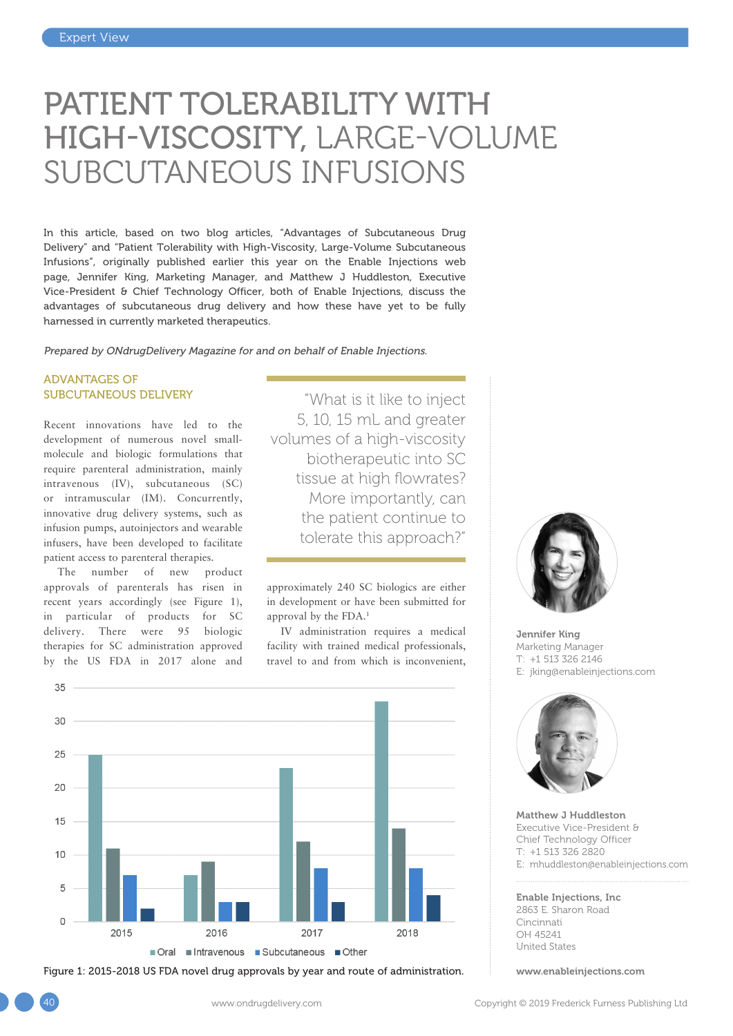# PATIENT TOLERABILITY WITH HIGH-VISCOSITY, LARGE-VOLUME SUBCUTANEOUS INFUSIONS

In this article, based on two blog articles, "Advantages of Subcutaneous Drug Delivery" and "Patient Tolerability with High-Viscosity, Large-Volume Subcutaneous Infusions", originally published earlier this year on the Enable Injections web page, Jennifer King, Marketing Manager, and Matthew J Huddleston, Executive Vice-President & Chief Technology Officer, both of Enable Injections, discuss the advantages of subcutaneous drug delivery and how these have yet to be fully harnessed in currently marketed therapeutics.

*Prepared by ONdrugDelivery Magazine for and on behalf of Enable Injections.*

## ADVANTAGES OF SUBCUTANEOUS DELIVERY

Recent innovations have led to the development of numerous novel small-molecule and biologic formulations that require parenteral administration, mainly intravenous (IV), subcutaneous (SC) or intramuscular (IM). Concurrently, innovative drug delivery systems, such as infusion pumps, autoinjectors and wearable infusers, have been developed to facilitate patient access to parenteral therapies.

The number of new product approvals of parenterals has risen in recent years accordingly (see Figure 1), in particular of products for SC delivery. There were 95 biologic therapies for SC administration approved by the US FDA in 2017 alone and approximately 240 SC biologics are either in development or have been submitted for approval by the FDA.[1]

> "What is it like to inject 5, 10, 15 mL and greater volumes of a high-viscosity biotherapeutic into SC tissue at high flowrates? More importantly, can the patient continue to tolerate this approach?"

IV administration requires a medical facility with trained medical professionals, travel to and from which is inconvenient,

| Year | Oral | Intravenous | Subcutaneous | Other |
|---|---|---|---|---|
| 2015 | 25 | 11 | 7 | 2 |
| 2016 | 7 | 9 | 3 | 3 |
| 2017 | 23 | 12 | 8 | 3 |
| 2018 | 33 | 14 | 8 | 4 |

Figure 1: 2015-2018 US FDA novel drug approvals by year and route of administration.

**Jennifer King**
Marketing Manager
T: +1 513 326 2146
E: jking@enableinjections.com

**Matthew J Huddleston**
Executive Vice-President & Chief Technology Officer
T: +1 513 326 2820
E: mhuddleston@enableinjections.com

**Enable Injections, Inc**
2863 E. Sharon Road
Cincinnati
OH 45241
United States

**www.enableinjections.com**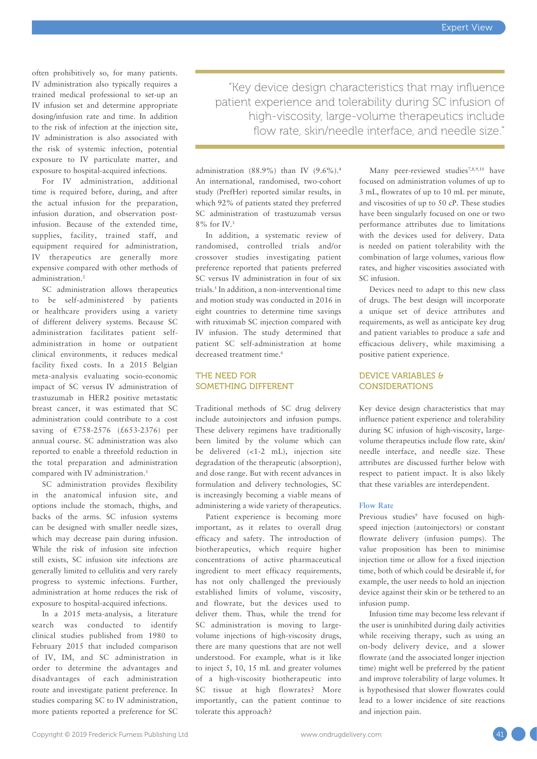often prohibitively so, for many patients. IV administration also typically requires a trained medical professional to set-up an IV infusion set and determine appropriate dosing/infusion rate and time. In addition to the risk of infection at the injection site, IV administration is also associated with the risk of systemic infection, potential exposure to IV particulate matter, and exposure to hospital-acquired infections.

For IV administration, additional time is required before, during, and after the actual infusion for the preparation, infusion duration, and observation post-infusion. Because of the extended time, supplies, facility, trained staff, and equipment required for administration, IV therapeutics are generally more expensive compared with other methods of administration.[2]

SC administration allows therapeutics to be self-administered by patients or healthcare providers using a variety of different delivery systems. Because SC administration facilitates patient self-administration in home or outpatient clinical environments, it reduces medical facility fixed costs. In a 2015 Belgian meta-analysis evaluating socio-economic impact of SC versus IV administration of trastuzumab in HER2 positive metastatic breast cancer, it was estimated that SC administration could contribute to a cost saving of €758-2576 (£653-2376) per annual course. SC administration was also reported to enable a threefold reduction in the total preparation and administration compared with IV administration.[3]

SC administration provides flexibility in the anatomical infusion site, and options include the stomach, thighs, and backs of the arms. SC infusion systems can be designed with smaller needle sizes, which may decrease pain during infusion. While the risk of infusion site infection still exists, SC infusion site infections are generally limited to cellulitis and very rarely progress to systemic infections. Further, administration at home reduces the risk of exposure to hospital-acquired infections.

In a 2015 meta-analysis, a literature search was conducted to identify clinical studies published from 1980 to February 2015 that included comparison of IV, IM, and SC administration in order to determine the advantages and disadvantages of each administration route and investigate patient preference. In studies comparing SC to IV administration, more patients reported a preference for SC administration (88.9%) than IV (9.6%).[4] An international, randomised, two-cohort study (PrefHer) reported similar results, in which 92% of patients stated they preferred SC administration of trastuzumab versus 8% for IV.[3]

> "Key device design characteristics that may influence patient experience and tolerability during SC infusion of high-viscosity, large-volume therapeutics include flow rate, skin/needle interface, and needle size."

In addition, a systematic review of randomised, controlled trials and/or crossover studies investigating patient preference reported that patients preferred SC versus IV administration in four of six trials.[5] In addition, a non-interventional time and motion study was conducted in 2016 in eight countries to determine time savings with rituximab SC injection compared with IV infusion. The study determined that patient SC self-administration at home decreased treatment time.[6]

## THE NEED FOR SOMETHING DIFFERENT

Traditional methods of SC drug delivery include autoinjectors and infusion pumps. These delivery regimens have traditionally been limited by the volume which can be delivered (<1-2 mL), injection site degradation of the therapeutic (absorption), and dose range. But with recent advances in formulation and delivery technologies, SC is increasingly becoming a viable means of administering a wide variety of therapeutics.

Patient experience is becoming more important, as it relates to overall drug efficacy and safety. The introduction of biotherapeutics, which require higher concentrations of active pharmaceutical ingredient to meet efficacy requirements, has not only challenged the previously established limits of volume, viscosity, and flowrate, but the devices used to deliver them. Thus, while the trend for SC administration is moving to large-volume injections of high-viscosity drugs, there are many questions that are not well understood. For example, what is it like to inject 5, 10, 15 mL and greater volumes of a high-viscosity biotherapeutic into SC tissue at high flowrates? More importantly, can the patient continue to tolerate this approach?

Many peer-reviewed studies[7,8,9,10] have focused on administration volumes of up to 3 mL, flowrates of up to 10 mL per minute, and viscosities of up to 50 cP. These studies have been singularly focused on one or two performance attributes due to limitations with the devices used for delivery. Data is needed on patient tolerability with the combination of large volumes, various flow rates, and higher viscosities associated with SC infusion.

Devices need to adapt to this new class of drugs. The best design will incorporate a unique set of device attributes and requirements, as well as anticipate key drug and patient variables to produce a safe and efficacious delivery, while maximising a positive patient experience.

## DEVICE VARIABLES & CONSIDERATIONS

Key device design characteristics that may influence patient experience and tolerability during SC infusion of high-viscosity, large-volume therapeutics include flow rate, skin/needle interface, and needle size. These attributes are discussed further below with respect to patient impact. It is also likely that these variables are interdependent.

### Flow Rate

Previous studies[9] have focused on high-speed injection (autoinjectors) or constant flowrate delivery (infusion pumps). The value proposition has been to minimise injection time or allow for a fixed injection time, both of which could be desirable if, for example, the user needs to hold an injection device against their skin or be tethered to an infusion pump.

Infusion time may become less relevant if the user is uninhibited during daily activities while receiving therapy, such as using an on-body delivery device, and a slower flowrate (and the associated longer injection time) might well be preferred by the patient and improve tolerability of large volumes. It is hypothesised that slower flowrates could lead to a lower incidence of site reactions and injection pain.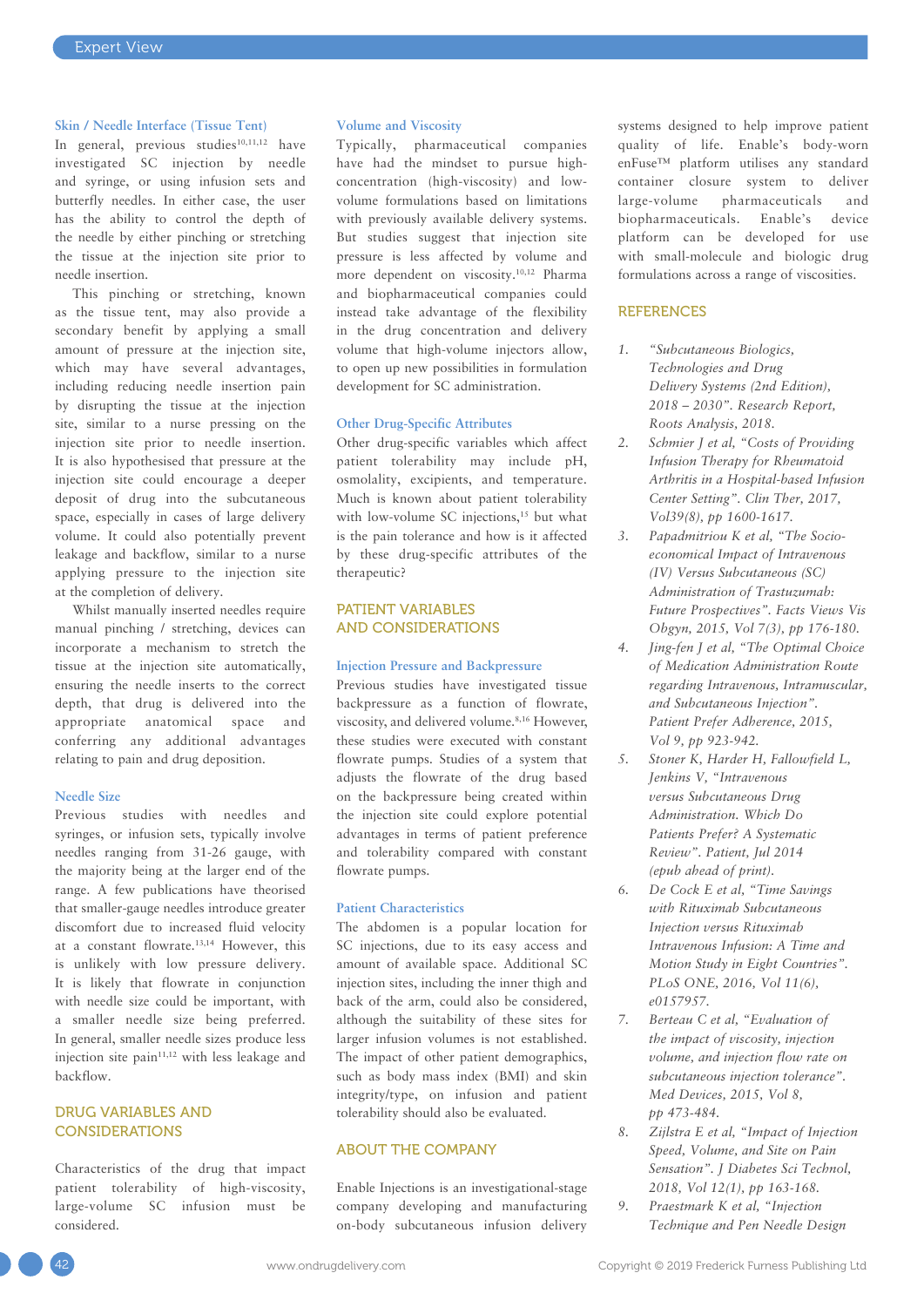### Skin / Needle Interface (Tissue Tent)

In general, previous studies[10,11,12] have investigated SC injection by needle and syringe, or using infusion sets and butterfly needles. In either case, the user has the ability to control the depth of the needle by either pinching or stretching the tissue at the injection site prior to needle insertion.

This pinching or stretching, known as the tissue tent, may also provide a secondary benefit by applying a small amount of pressure at the injection site, which may have several advantages, including reducing needle insertion pain by disrupting the tissue at the injection site, similar to a nurse pressing on the injection site prior to needle insertion. It is also hypothesised that pressure at the injection site could encourage a deeper deposit of drug into the subcutaneous space, especially in cases of large delivery volume. It could also potentially prevent leakage and backflow, similar to a nurse applying pressure to the injection site at the completion of delivery.

Whilst manually inserted needles require manual pinching / stretching, devices can incorporate a mechanism to stretch the tissue at the injection site automatically, ensuring the needle inserts to the correct depth, that drug is delivered into the appropriate anatomical space and conferring any additional advantages relating to pain and drug deposition.

### Needle Size

Previous studies with needles and syringes, or infusion sets, typically involve needles ranging from 31-26 gauge, with the majority being at the larger end of the range. A few publications have theorised that smaller-gauge needles introduce greater discomfort due to increased fluid velocity at a constant flowrate.[13,14] However, this is unlikely with low pressure delivery. It is likely that flowrate in conjunction with needle size could be important, with a smaller needle size being preferred. In general, smaller needle sizes produce less injection site pain[11,12] with less leakage and backflow.

## DRUG VARIABLES AND CONSIDERATIONS

Characteristics of the drug that impact patient tolerability of high-viscosity, large-volume SC infusion must be considered.

### Volume and Viscosity

Typically, pharmaceutical companies have had the mindset to pursue high-concentration (high-viscosity) and low-volume formulations based on limitations with previously available delivery systems. But studies suggest that injection site pressure is less affected by volume and more dependent on viscosity.[10,12] Pharma and biopharmaceutical companies could instead take advantage of the flexibility in the drug concentration and delivery volume that high-volume injectors allow, to open up new possibilities in formulation development for SC administration.

### Other Drug-Specific Attributes

Other drug-specific variables which affect patient tolerability may include pH, osmolality, excipients, and temperature. Much is known about patient tolerability with low-volume SC injections,[15] but what is the pain tolerance and how is it affected by these drug-specific attributes of the therapeutic?

## PATIENT VARIABLES AND CONSIDERATIONS

### Injection Pressure and Backpressure

Previous studies have investigated tissue backpressure as a function of flowrate, viscosity, and delivered volume.[8,16] However, these studies were executed with constant flowrate pumps. Studies of a system that adjusts the flowrate of the drug based on the backpressure being created within the injection site could explore potential advantages in terms of patient preference and tolerability compared with constant flowrate pumps.

### Patient Characteristics

The abdomen is a popular location for SC injections, due to its easy access and amount of available space. Additional SC injection sites, including the inner thigh and back of the arm, could also be considered, although the suitability of these sites for larger infusion volumes is not established. The impact of other patient demographics, such as body mass index (BMI) and skin integrity/type, on infusion and patient tolerability should also be evaluated.

## ABOUT THE COMPANY

Enable Injections is an investigational-stage company developing and manufacturing on-body subcutaneous infusion delivery systems designed to help improve patient quality of life. Enable's body-worn enFuse™ platform utilises any standard container closure system to deliver large-volume pharmaceuticals and biopharmaceuticals. Enable's device platform can be developed for use with small-molecule and biologic drug formulations across a range of viscosities.

## REFERENCES

1. *"Subcutaneous Biologics, Technologies and Drug Delivery Systems (2nd Edition), 2018 – 2030". Research Report, Roots Analysis, 2018.*
2. *Schmier J et al, "Costs of Providing Infusion Therapy for Rheumatoid Arthritis in a Hospital-based Infusion Center Setting". Clin Ther, 2017, Vol39(8), pp 1600-1617.*
3. *Papadmitriou K et al, "The Socio-economical Impact of Intravenous (IV) Versus Subcutaneous (SC) Administration of Trastuzumab: Future Prospectives". Facts Views Vis Obgyn, 2015, Vol 7(3), pp 176-180.*
4. *Jing-fen J et al, "The Optimal Choice of Medication Administration Route regarding Intravenous, Intramuscular, and Subcutaneous Injection". Patient Prefer Adherence, 2015, Vol 9, pp 923-942.*
5. *Stoner K, Harder H, Fallowfield L, Jenkins V, "Intravenous versus Subcutaneous Drug Administration. Which Do Patients Prefer? A Systematic Review". Patient, Jul 2014 (epub ahead of print).*
6. *De Cock E et al, "Time Savings with Rituximab Subcutaneous Injection versus Rituximab Intravenous Infusion: A Time and Motion Study in Eight Countries". PLoS ONE, 2016, Vol 11(6), e0157957.*
7. *Berteau C et al, "Evaluation of the impact of viscosity, injection volume, and injection flow rate on subcutaneous injection tolerance". Med Devices, 2015, Vol 8, pp 473-484.*
8. *Zijlstra E et al, "Impact of Injection Speed, Volume, and Site on Pain Sensation". J Diabetes Sci Technol, 2018, Vol 12(1), pp 163-168.*
9. *Praestmark K et al, "Injection Technique and Pen Needle Design*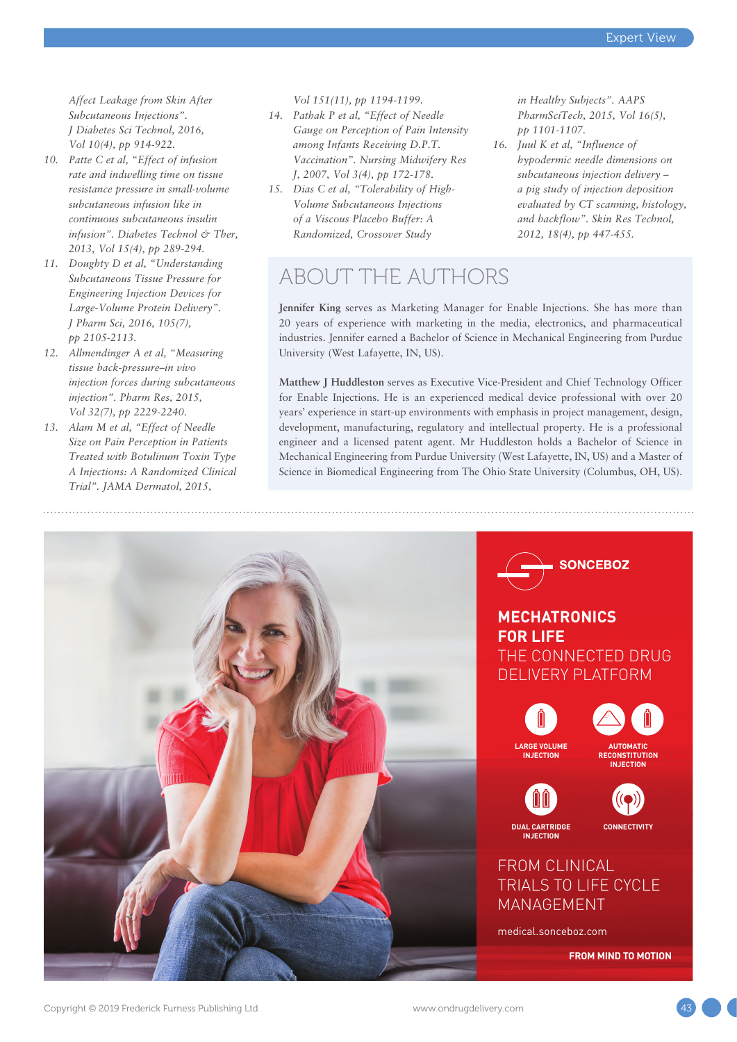Affect Leakage from Skin After Subcutaneous Injections". J Diabetes Sci Technol, 2016, Vol 10(4), pp 914-922.

10. Patte C et al, "Effect of infusion rate and indwelling time on tissue resistance pressure in small-volume subcutaneous infusion like in continuous subcutaneous insulin infusion". Diabetes Technol & Ther, 2013, Vol 15(4), pp 289-294.
11. Doughty D et al, "Understanding Subcutaneous Tissue Pressure for Engineering Injection Devices for Large-Volume Protein Delivery". J Pharm Sci, 2016, 105(7), pp 2105-2113.
12. Allmendinger A et al, "Measuring tissue back-pressure–in vivo injection forces during subcutaneous injection". Pharm Res, 2015, Vol 32(7), pp 2229-2240.
13. Alam M et al, "Effect of Needle Size on Pain Perception in Patients Treated with Botulinum Toxin Type A Injections: A Randomized Clinical Trial". JAMA Dermatol, 2015, Vol 151(11), pp 1194-1199.
14. Pathak P et al, "Effect of Needle Gauge on Perception of Pain Intensity among Infants Receiving D.P.T. Vaccination". Nursing Midwifery Res J, 2007, Vol 3(4), pp 172-178.
15. Dias C et al, "Tolerability of High-Volume Subcutaneous Injections of a Viscous Placebo Buffer: A Randomized, Crossover Study in Healthy Subjects". AAPS PharmSciTech, 2015, Vol 16(5), pp 1101-1107.
16. Juul K et al, "Influence of hypodermic needle dimensions on subcutaneous injection delivery – a pig study of injection deposition evaluated by CT scanning, histology, and backflow". Skin Res Technol, 2012, 18(4), pp 447-455.

## ABOUT THE AUTHORS

**Jennifer King** serves as Marketing Manager for Enable Injections. She has more than 20 years of experience with marketing in the media, electronics, and pharmaceutical industries. Jennifer earned a Bachelor of Science in Mechanical Engineering from Purdue University (West Lafayette, IN, US).

**Matthew J Huddleston** serves as Executive Vice-President and Chief Technology Officer for Enable Injections. He is an experienced medical device professional with over 20 years' experience in start-up environments with emphasis in project management, design, development, manufacturing, regulatory and intellectual property. He is a professional engineer and a licensed patent agent. Mr Huddleston holds a Bachelor of Science in Mechanical Engineering from Purdue University (West Lafayette, IN, US) and a Master of Science in Biomedical Engineering from The Ohio State University (Columbus, OH, US).

SONCEBOZ

**MECHATRONICS FOR LIFE**
THE CONNECTED DRUG DELIVERY PLATFORM

LARGE VOLUME INJECTION
AUTOMATIC RECONSTITUTION INJECTION
DUAL CARTRIDGE INJECTION
CONNECTIVITY

FROM CLINICAL TRIALS TO LIFE CYCLE MANAGEMENT

medical.sonceboz.com

**FROM MIND TO MOTION**